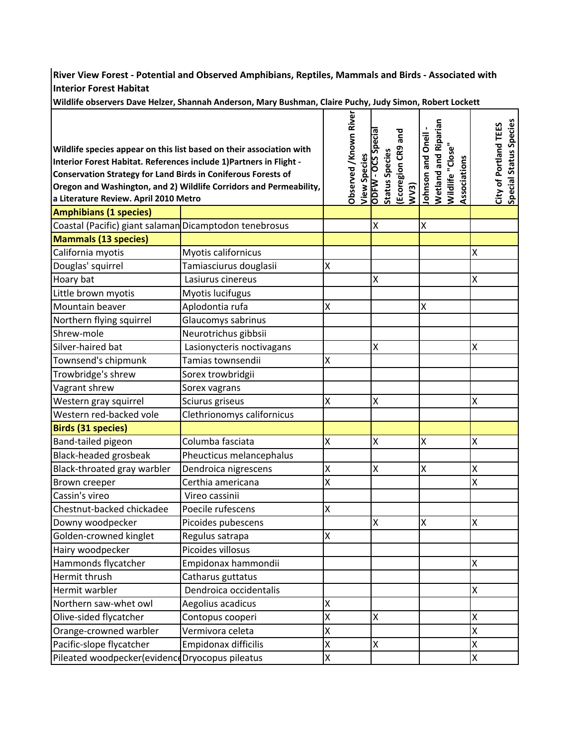**River View Forest - Potential and Observed Amphibians, Reptiles, Mammals and Birds - Associated with Interior Forest Habitat**

**Wildlife observers Dave Helzer, Shannah Anderson, Mary Bushman, Claire Puchy, Judy Simon, Robert Lockett**

| **Wildlife species appear on this list based on their association with Interior Forest Habitat. References include 1)Partners in Flight - Conservation Strategy for Land Birds in Coniferous Forests of Oregon and Washington, and 2) Wildlife Corridors and Permeability, a Literature Review. April 2010 Metro** | | **Observed /Known River View Species** | **ODFW - OCS Special Status Species (Ecoregion CR9 and WV3)** | **Johnson and Oneil - Wetland and Riparian Wildlife "Close" Associations** | **City of Portland TEES Special Status Species** |
|---|---|---|---|---|---|
| **Amphibians (1 species)** | | | | | |
| Coastal (Pacific) giant salaman | Dicamptodon tenebrosus | | X | X | |
| **Mammals (13 species)** | | | | | |
| California myotis | Myotis californicus | | | | X |
| Douglas' squirrel | Tamiasciurus douglasii | X | | | |
| Hoary bat | Lasiurus cinereus | | X | | X |
| Little brown myotis | Myotis lucifugus | | | | |
| Mountain beaver | Aplodontia rufa | X | | X | |
| Northern flying squirrel | Glaucomys sabrinus | | | | |
| Shrew-mole | Neurotrichus gibbsii | | | | |
| Silver-haired bat | Lasionycteris noctivagans | | X | | X |
| Townsend's chipmunk | Tamias townsendii | X | | | |
| Trowbridge's shrew | Sorex trowbridgii | | | | |
| Vagrant shrew | Sorex vagrans | | | | |
| Western gray squirrel | Sciurus griseus | X | X | | X |
| Western red-backed vole | Clethrionomys californicus | | | | |
| **Birds (31 species)** | | | | | |
| Band-tailed pigeon | Columba fasciata | X | X | X | X |
| Black-headed grosbeak | Pheucticus melancephalus | | | | |
| Black-throated gray warbler | Dendroica nigrescens | X | X | X | X |
| Brown creeper | Certhia americana | X | | | X |
| Cassin's vireo | Vireo cassinii | | | | |
| Chestnut-backed chickadee | Poecile rufescens | X | | | |
| Downy woodpecker | Picoides pubescens | | X | X | X |
| Golden-crowned kinglet | Regulus satrapa | X | | | |
| Hairy woodpecker | Picoides villosus | | | | |
| Hammonds flycatcher | Empidonax hammondii | | | | X |
| Hermit thrush | Catharus guttatus | | | | |
| Hermit warbler | Dendroica occidentalis | | | | X |
| Northern saw-whet owl | Aegolius acadicus | X | | | |
| Olive-sided flycatcher | Contopus cooperi | X | X | | X |
| Orange-crowned warbler | Vermivora celeta | X | | | X |
| Pacific-slope flycatcher | Empidonax difficilis | X | X | | X |
| Pileated woodpecker(evidenc | Dryocopus pileatus | X | | | X |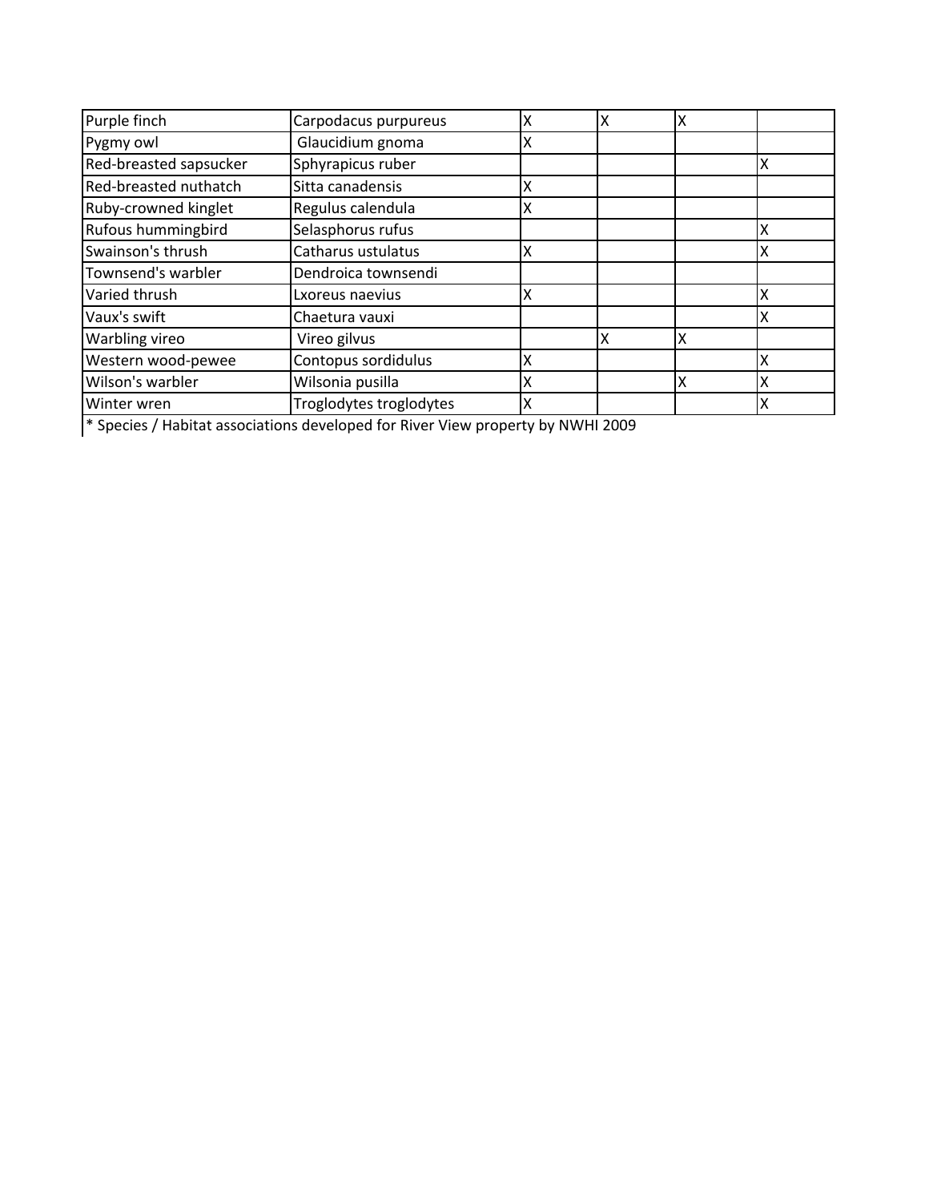| | | | | | |
|---|---|---|---|---|---|
| Purple finch | Carpodacus purpureus | X | X | X | |
| Pygmy owl | Glaucidium gnoma | X | | | |
| Red-breasted sapsucker | Sphyrapicus ruber | | | | X |
| Red-breasted nuthatch | Sitta canadensis | X | | | |
| Ruby-crowned kinglet | Regulus calendula | X | | | |
| Rufous hummingbird | Selasphorus rufus | | | | X |
| Swainson's thrush | Catharus ustulatus | X | | | X |
| Townsend's warbler | Dendroica townsendi | | | | |
| Varied thrush | Lxoreus naevius | X | | | X |
| Vaux's swift | Chaetura vauxi | | | | X |
| Warbling vireo | Vireo gilvus | | X | X | |
| Western wood-pewee | Contopus sordidulus | X | | | X |
| Wilson's warbler | Wilsonia pusilla | X | | X | X |
| Winter wren | Troglodytes troglodytes | X | | | X |

* Species / Habitat associations developed for River View property by NWHI 2009